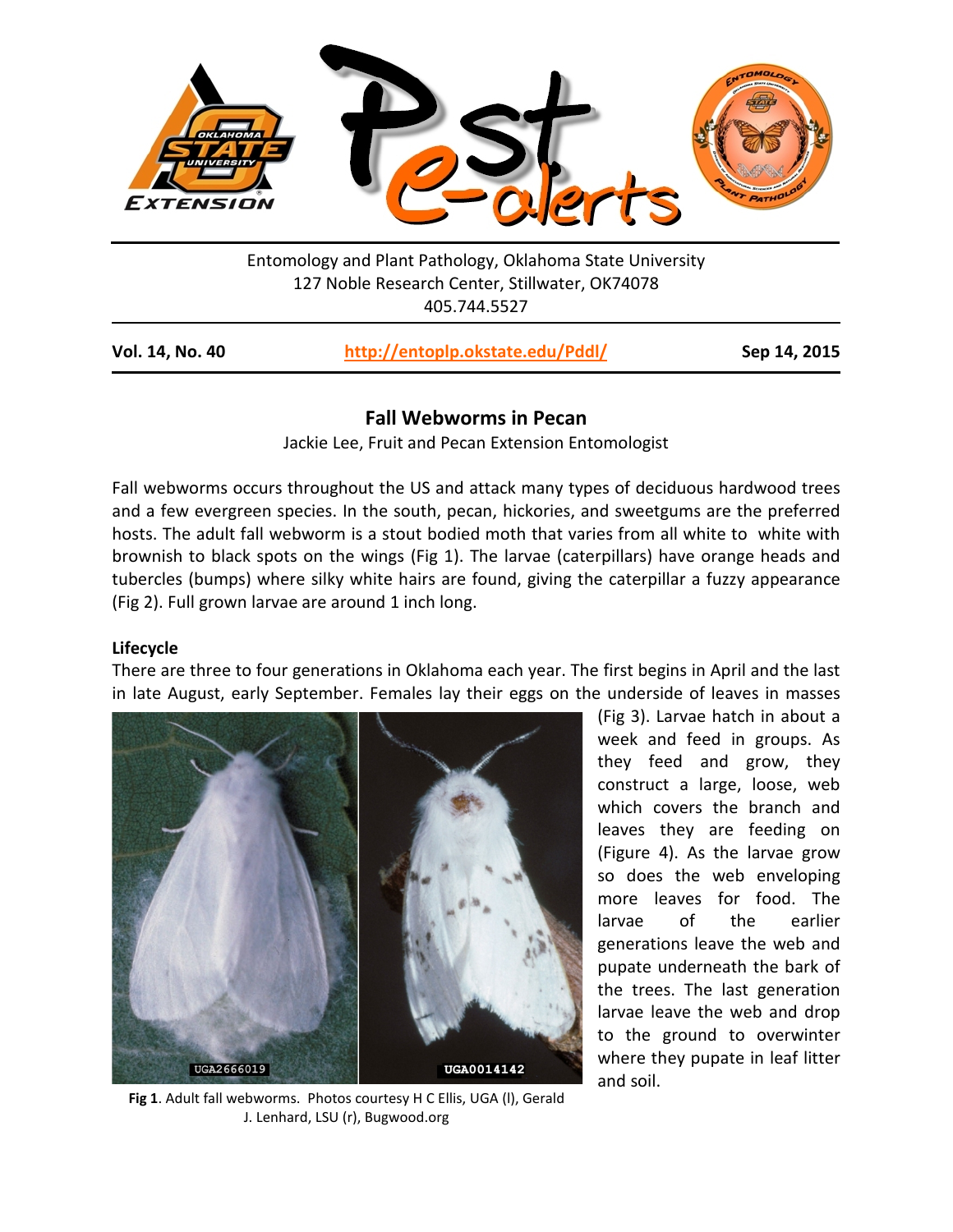Entomology and Plant Pathology, Oklahoma State University
127 Noble Research Center, Stillwater, OK74078
405.744.5527

**Vol. 14, No. 40** | **http://entoplp.okstate.edu/Pddl/** | **Sep 14, 2015**

## Fall Webworms in Pecan

Jackie Lee, Fruit and Pecan Extension Entomologist

Fall webworms occurs throughout the US and attack many types of deciduous hardwood trees and a few evergreen species. In the south, pecan, hickories, and sweetgums are the preferred hosts. The adult fall webworm is a stout bodied moth that varies from all white to white with brownish to black spots on the wings (Fig 1). The larvae (caterpillars) have orange heads and tubercles (bumps) where silky white hairs are found, giving the caterpillar a fuzzy appearance (Fig 2). Full grown larvae are around 1 inch long.

**Lifecycle**

There are three to four generations in Oklahoma each year. The first begins in April and the last in late August, early September. Females lay their eggs on the underside of leaves in masses (Fig 3). Larvae hatch in about a week and feed in groups. As they feed and grow, they construct a large, loose, web which covers the branch and leaves they are feeding on (Figure 4). As the larvae grow so does the web enveloping more leaves for food. The larvae of the earlier generations leave the web and pupate underneath the bark of the trees. The last generation larvae leave the web and drop to the ground to overwinter where they pupate in leaf litter and soil.

**Fig 1**. Adult fall webworms. Photos courtesy H C Ellis, UGA (l), Gerald J. Lenhard, LSU (r), Bugwood.org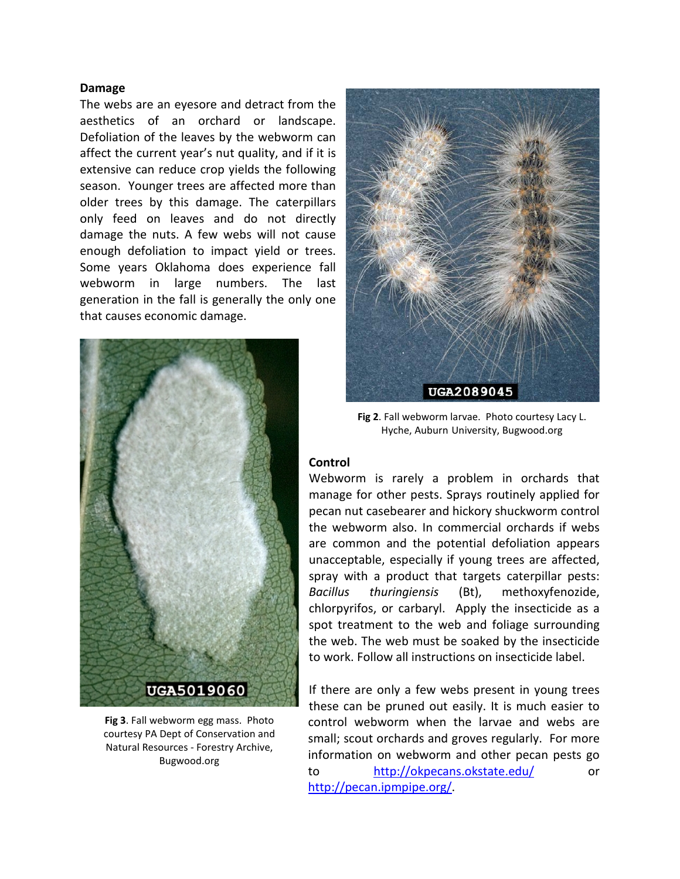## Damage

The webs are an eyesore and detract from the aesthetics of an orchard or landscape. Defoliation of the leaves by the webworm can affect the current year's nut quality, and if it is extensive can reduce crop yields the following season. Younger trees are affected more than older trees by this damage. The caterpillars only feed on leaves and do not directly damage the nuts. A few webs will not cause enough defoliation to impact yield or trees. Some years Oklahoma does experience fall webworm in large numbers. The last generation in the fall is generally the only one that causes economic damage.

**Fig 2**. Fall webworm larvae. Photo courtesy Lacy L. Hyche, Auburn University, Bugwood.org

**Fig 3**. Fall webworm egg mass. Photo courtesy PA Dept of Conservation and Natural Resources - Forestry Archive, Bugwood.org

## Control

Webworm is rarely a problem in orchards that manage for other pests. Sprays routinely applied for pecan nut casebearer and hickory shuckworm control the webworm also. In commercial orchards if webs are common and the potential defoliation appears unacceptable, especially if young trees are affected, spray with a product that targets caterpillar pests: *Bacillus thuringiensis* (Bt), methoxyfenozide, chlorpyrifos, or carbaryl. Apply the insecticide as a spot treatment to the web and foliage surrounding the web. The web must be soaked by the insecticide to work. Follow all instructions on insecticide label.

If there are only a few webs present in young trees these can be pruned out easily. It is much easier to control webworm when the larvae and webs are small; scout orchards and groves regularly. For more information on webworm and other pecan pests go to http://okpecans.okstate.edu/ or http://pecan.ipmpipe.org/.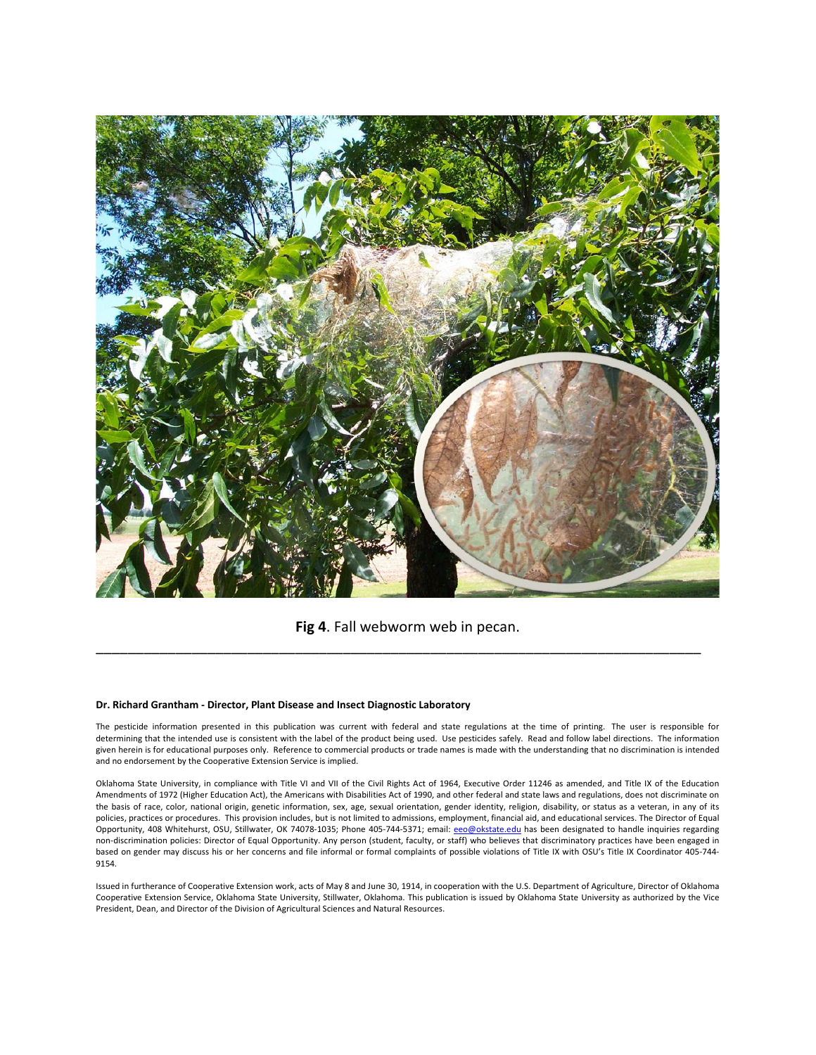**Fig 4**. Fall webworm web in pecan.

---

**Dr. Richard Grantham - Director, Plant Disease and Insect Diagnostic Laboratory**

The pesticide information presented in this publication was current with federal and state regulations at the time of printing. The user is responsible for determining that the intended use is consistent with the label of the product being used. Use pesticides safely. Read and follow label directions. The information given herein is for educational purposes only. Reference to commercial products or trade names is made with the understanding that no discrimination is intended and no endorsement by the Cooperative Extension Service is implied.

Oklahoma State University, in compliance with Title VI and VII of the Civil Rights Act of 1964, Executive Order 11246 as amended, and Title IX of the Education Amendments of 1972 (Higher Education Act), the Americans with Disabilities Act of 1990, and other federal and state laws and regulations, does not discriminate on the basis of race, color, national origin, genetic information, sex, age, sexual orientation, gender identity, religion, disability, or status as a veteran, in any of its policies, practices or procedures. This provision includes, but is not limited to admissions, employment, financial aid, and educational services. The Director of Equal Opportunity, 408 Whitehurst, OSU, Stillwater, OK 74078-1035; Phone 405-744-5371; email: eeo@okstate.edu has been designated to handle inquiries regarding non-discrimination policies: Director of Equal Opportunity. Any person (student, faculty, or staff) who believes that discriminatory practices have been engaged in based on gender may discuss his or her concerns and file informal or formal complaints of possible violations of Title IX with OSU's Title IX Coordinator 405-744-9154.

Issued in furtherance of Cooperative Extension work, acts of May 8 and June 30, 1914, in cooperation with the U.S. Department of Agriculture, Director of Oklahoma Cooperative Extension Service, Oklahoma State University, Stillwater, Oklahoma. This publication is issued by Oklahoma State University as authorized by the Vice President, Dean, and Director of the Division of Agricultural Sciences and Natural Resources.